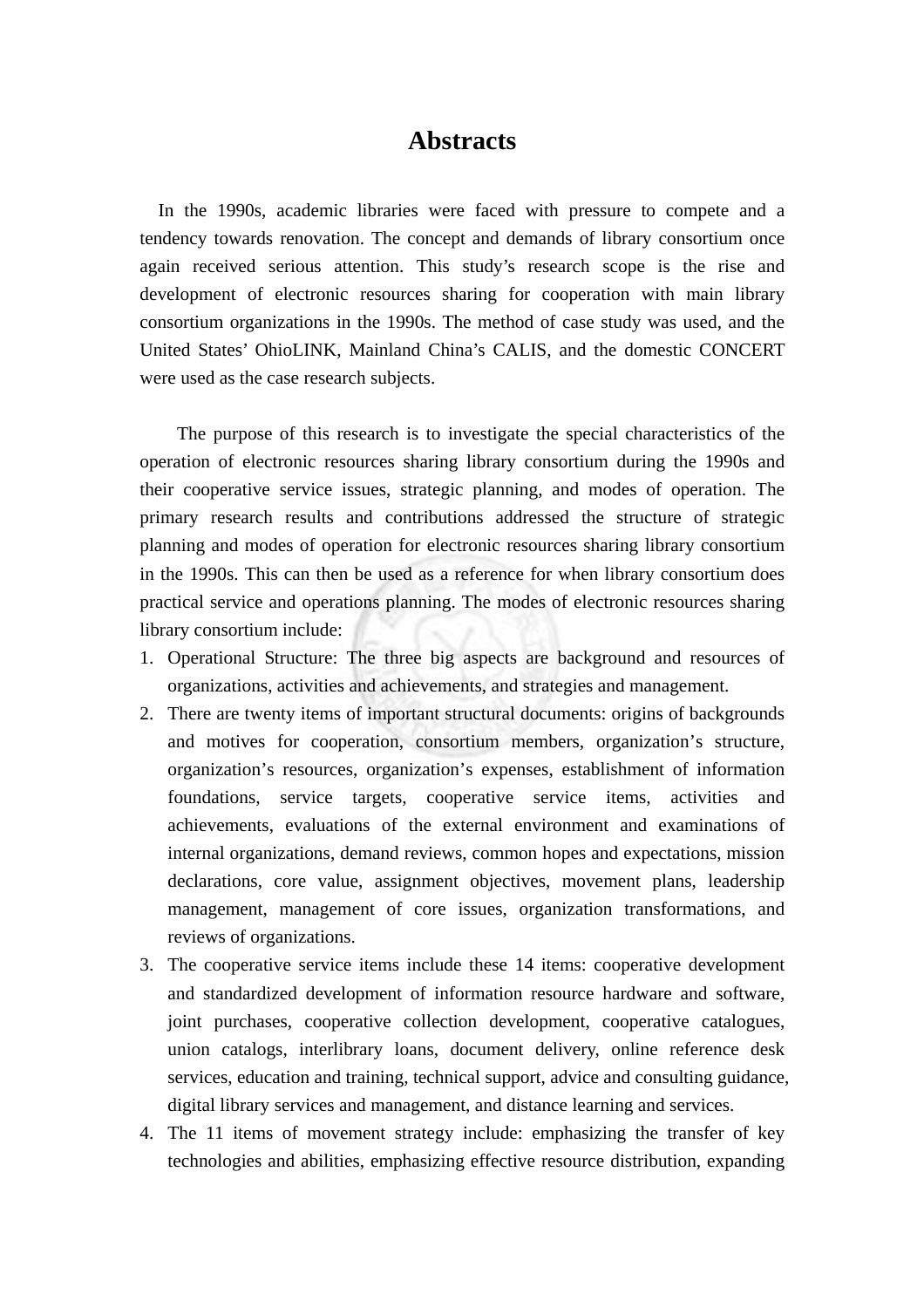# Abstracts

In the 1990s, academic libraries were faced with pressure to compete and a tendency towards renovation. The concept and demands of library consortium once again received serious attention. This study's research scope is the rise and development of electronic resources sharing for cooperation with main library consortium organizations in the 1990s. The method of case study was used, and the United States' OhioLINK, Mainland China's CALIS, and the domestic CONCERT were used as the case research subjects.

The purpose of this research is to investigate the special characteristics of the operation of electronic resources sharing library consortium during the 1990s and their cooperative service issues, strategic planning, and modes of operation. The primary research results and contributions addressed the structure of strategic planning and modes of operation for electronic resources sharing library consortium in the 1990s. This can then be used as a reference for when library consortium does practical service and operations planning. The modes of electronic resources sharing library consortium include:

1. Operational Structure: The three big aspects are background and resources of organizations, activities and achievements, and strategies and management.
2. There are twenty items of important structural documents: origins of backgrounds and motives for cooperation, consortium members, organization's structure, organization's resources, organization's expenses, establishment of information foundations, service targets, cooperative service items, activities and achievements, evaluations of the external environment and examinations of internal organizations, demand reviews, common hopes and expectations, mission declarations, core value, assignment objectives, movement plans, leadership management, management of core issues, organization transformations, and reviews of organizations.
3. The cooperative service items include these 14 items: cooperative development and standardized development of information resource hardware and software, joint purchases, cooperative collection development, cooperative catalogues, union catalogs, interlibrary loans, document delivery, online reference desk services, education and training, technical support, advice and consulting guidance, digital library services and management, and distance learning and services.
4. The 11 items of movement strategy include: emphasizing the transfer of key technologies and abilities, emphasizing effective resource distribution, expanding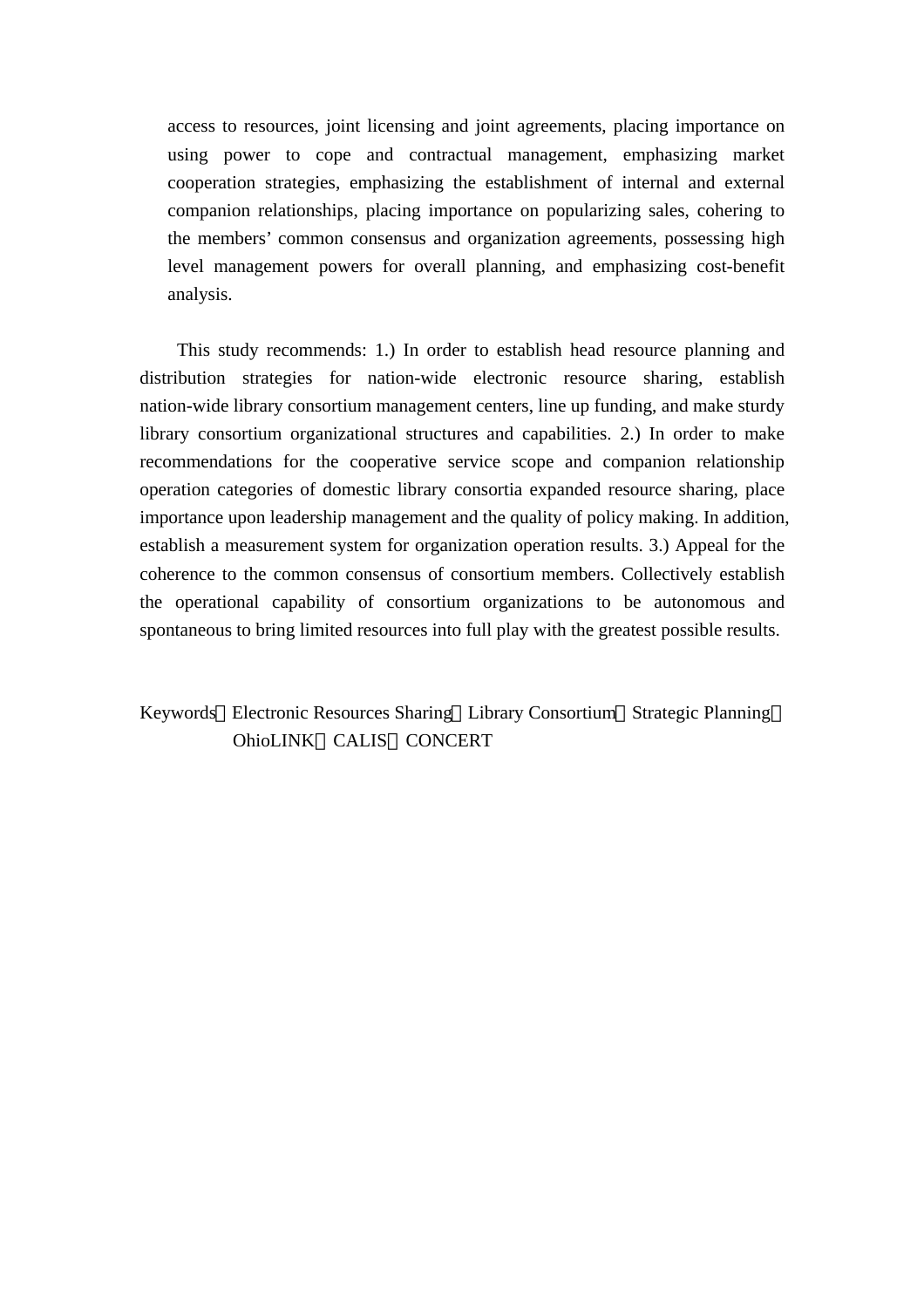access to resources, joint licensing and joint agreements, placing importance on using power to cope and contractual management, emphasizing market cooperation strategies, emphasizing the establishment of internal and external companion relationships, placing importance on popularizing sales, cohering to the members' common consensus and organization agreements, possessing high level management powers for overall planning, and emphasizing cost-benefit analysis.

This study recommends: 1.) In order to establish head resource planning and distribution strategies for nation-wide electronic resource sharing, establish nation-wide library consortium management centers, line up funding, and make sturdy library consortium organizational structures and capabilities. 2.) In order to make recommendations for the cooperative service scope and companion relationship operation categories of domestic library consortia expanded resource sharing, place importance upon leadership management and the quality of policy making. In addition, establish a measurement system for organization operation results. 3.) Appeal for the coherence to the common consensus of consortium members. Collectively establish the operational capability of consortium organizations to be autonomous and spontaneous to bring limited resources into full play with the greatest possible results.

Keywords：Electronic Resources Sharing；Library Consortium；Strategic Planning；OhioLINK；CALIS；CONCERT